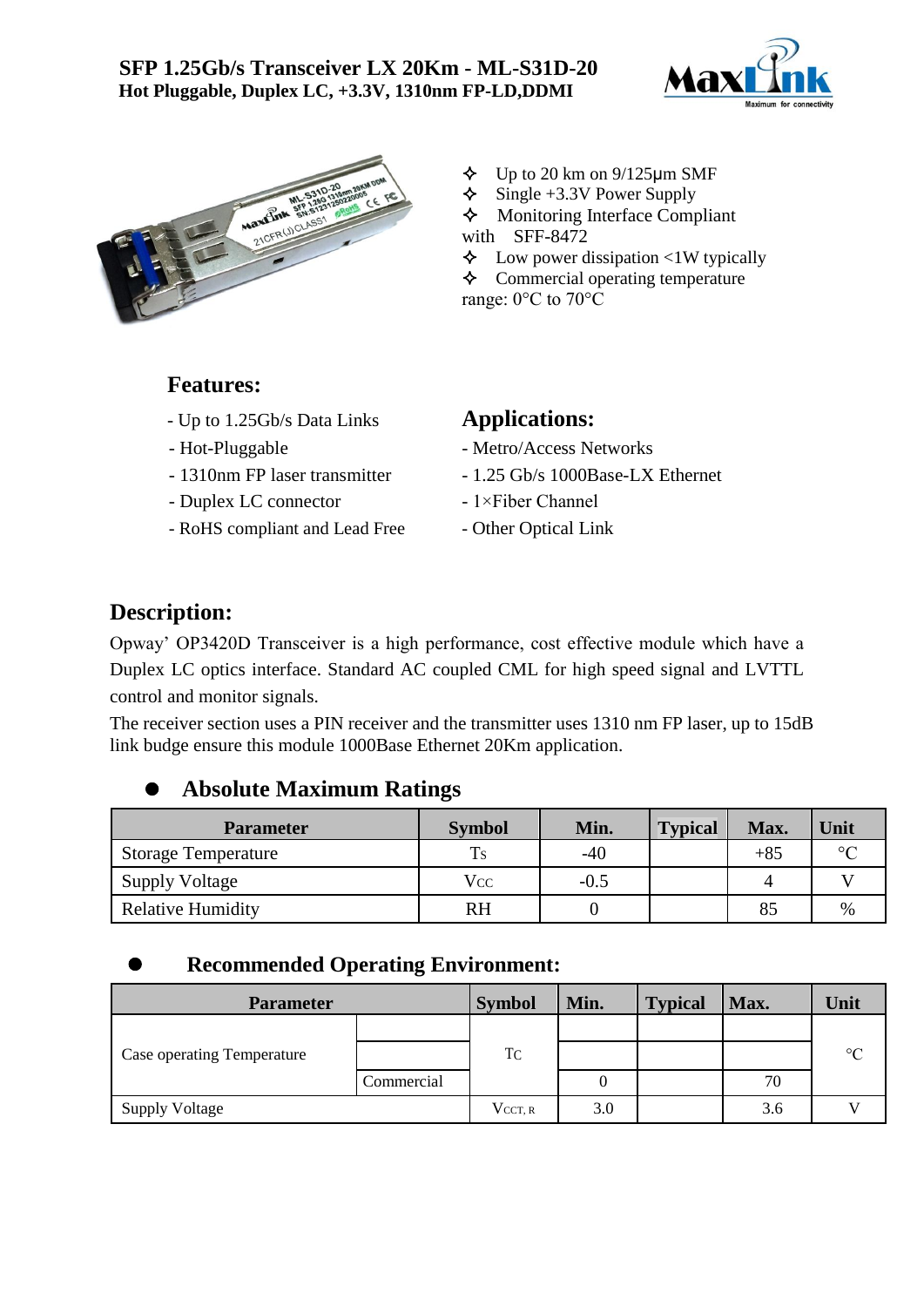# SFP 1.25Gb/s Transceiver LX 20Km - ML-S31D-20

**Hot Pluggable, Duplex LC, +3.3V, 1310nm FP-LD,DDMI**

- ✧ Up to 20 km on 9/125μm SMF
- ✧ Single +3.3V Power Supply
- ✧ Monitoring Interface Compliant with SFF-8472
- ✧ Low power dissipation <1W typically
- ✧ Commercial operating temperature range: 0°C to 70°C

## Features:

- Up to 1.25Gb/s Data Links
- Hot-Pluggable
- 1310nm FP laser transmitter
- Duplex LC connector
- RoHS compliant and Lead Free

## Applications:

- Metro/Access Networks
- 1.25 Gb/s 1000Base-LX Ethernet
- 1×Fiber Channel
- Other Optical Link

## Description:

Opway' OP3420D Transceiver is a high performance, cost effective module which have a Duplex LC optics interface. Standard AC coupled CML for high speed signal and LVTTL control and monitor signals.

The receiver section uses a PIN receiver and the transmitter uses 1310 nm FP laser, up to 15dB link budge ensure this module 1000Base Ethernet 20Km application.

### ● Absolute Maximum Ratings

| Parameter | Symbol | Min. | Typical | Max. | Unit |
|---|---|---|---|---|---|
| Storage Temperature | $T_S$ | -40 | | +85 | °C |
| Supply Voltage | $V_{CC}$ | -0.5 | | 4 | V |
| Relative Humidity | RH | 0 | | 85 | % |

### ● Recommended Operating Environment:

| Parameter | | Symbol | Min. | Typical | Max. | Unit |
|---|---|---|---|---|---|---|
| Case operating Temperature | | $T_C$ | | | | °C |
| | | | | | | |
| | Commercial | | 0 | | 70 | |
| Supply Voltage | | $V_{CCT,R}$ | 3.0 | | 3.6 | V |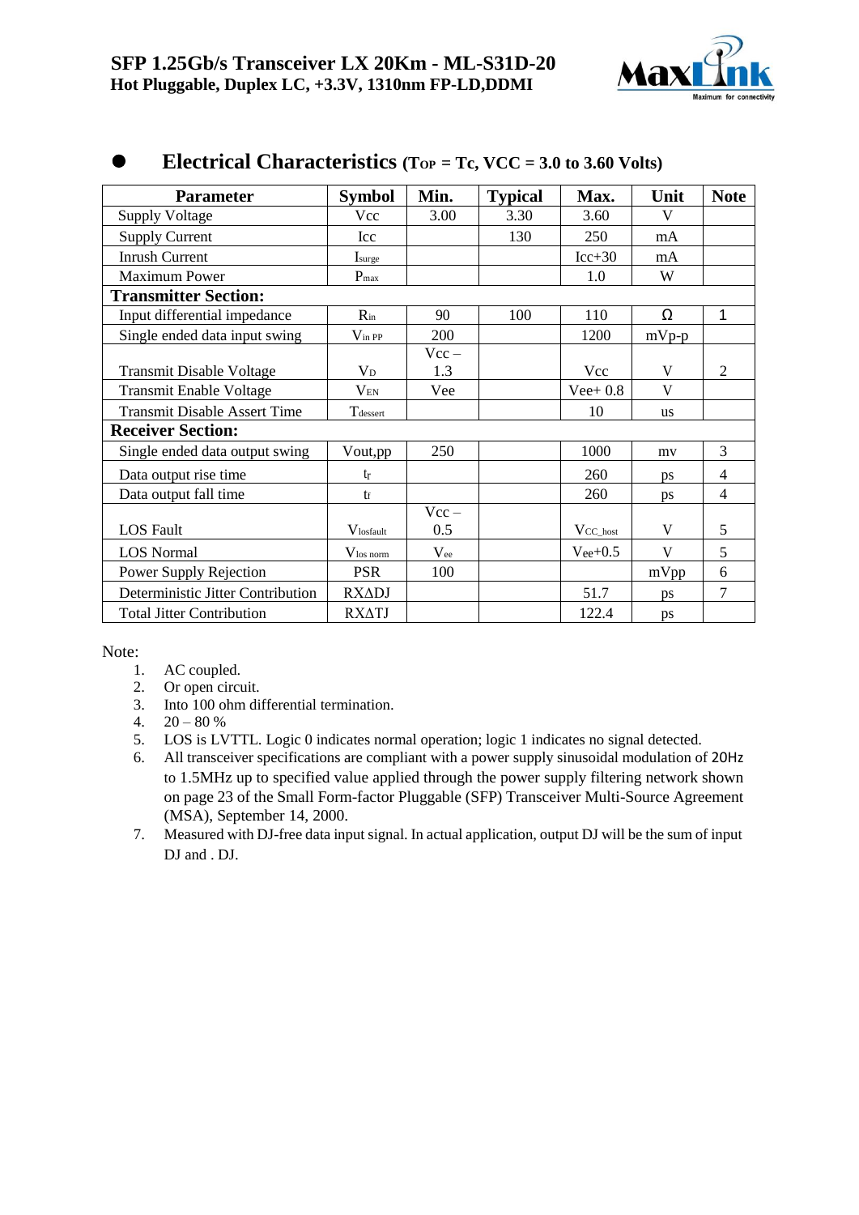## Electrical Characteristics ($T_{OP}$ = Tc, VCC = 3.0 to 3.60 Volts)

| Parameter | Symbol | Min. | Typical | Max. | Unit | Note |
|---|---|---|---|---|---|---|
| Supply Voltage | Vcc | 3.00 | 3.30 | 3.60 | V | |
| Supply Current | Icc | | 130 | 250 | mA | |
| Inrush Current | $I_{surge}$ | | | Icc+30 | mA | |
| Maximum Power | $P_{max}$ | | | 1.0 | W | |
| **Transmitter Section:** | | | | | | |
| Input differential impedance | $R_{in}$ | 90 | 100 | 110 | Ω | 1 |
| Single ended data input swing | $V_{in\ PP}$ | 200 | | 1200 | mVp-p | |
| Transmit Disable Voltage | $V_D$ | Vcc – 1.3 | | Vcc | V | 2 |
| Transmit Enable Voltage | $V_{EN}$ | Vee | | Vee+ 0.8 | V | |
| Transmit Disable Assert Time | $T_{dessert}$ | | | 10 | us | |
| **Receiver Section:** | | | | | | |
| Single ended data output swing | Vout,pp | 250 | | 1000 | mv | 3 |
| Data output rise time | $t_r$ | | | 260 | ps | 4 |
| Data output fall time | $t_f$ | | | 260 | ps | 4 |
| LOS Fault | $V_{losfault}$ | Vcc – 0.5 | | $V_{CC\_host}$ | V | 5 |
| LOS Normal | $V_{los\ norm}$ | $V_{ee}$ | | $V_{ee}$+0.5 | V | 5 |
| Power Supply Rejection | PSR | 100 | | | mVpp | 6 |
| Deterministic Jitter Contribution | RXΔDJ | | | 51.7 | ps | 7 |
| Total Jitter Contribution | RXΔTJ | | | 122.4 | ps | |

Note:

1. AC coupled.
2. Or open circuit.
3. Into 100 ohm differential termination.
4. 20 – 80 %
5. LOS is LVTTL. Logic 0 indicates normal operation; logic 1 indicates no signal detected.
6. All transceiver specifications are compliant with a power supply sinusoidal modulation of 20Hz to 1.5MHz up to specified value applied through the power supply filtering network shown on page 23 of the Small Form-factor Pluggable (SFP) Transceiver Multi-Source Agreement (MSA), September 14, 2000.
7. Measured with DJ-free data input signal. In actual application, output DJ will be the sum of input DJ and . DJ.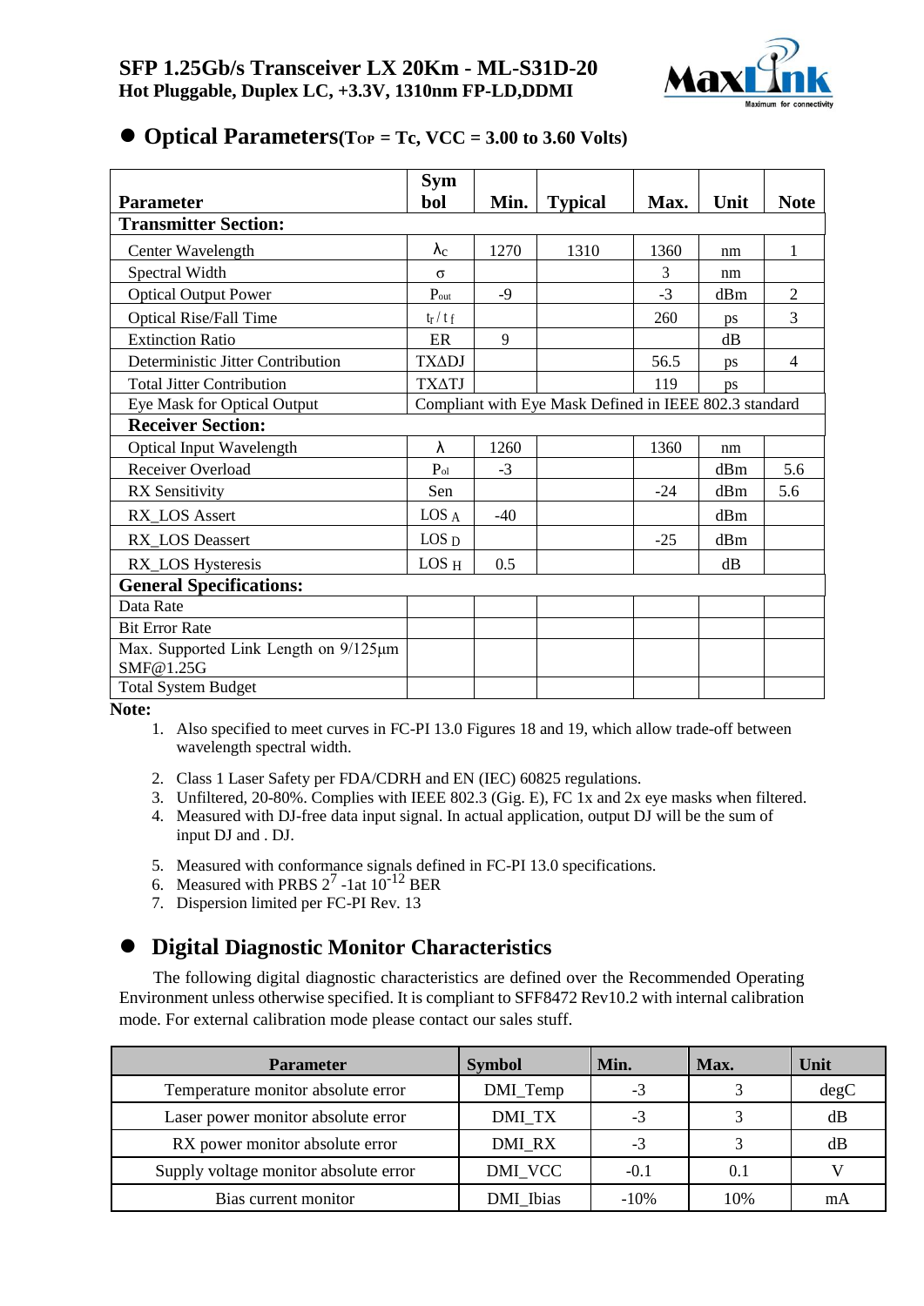## ● Optical Parameters(TOP = Tc, VCC = 3.00 to 3.60 Volts)

| Parameter | Symbol | Min. | Typical | Max. | Unit | Note |
|---|---|---|---|---|---|---|
| **Transmitter Section:** | | | | | | |
| Center Wavelength | $\lambda_C$ | 1270 | 1310 | 1360 | nm | 1 |
| Spectral Width | σ | | | 3 | nm | |
| Optical Output Power | $P_{out}$ | -9 | | -3 | dBm | 2 |
| Optical Rise/Fall Time | $t_r / t_f$ | | | 260 | ps | 3 |
| Extinction Ratio | ER | 9 | | | dB | |
| Deterministic Jitter Contribution | TXΔDJ | | | 56.5 | ps | 4 |
| Total Jitter Contribution | TXΔTJ | | | 119 | ps | |
| Eye Mask for Optical Output | Compliant with Eye Mask Defined in IEEE 802.3 standard | | | | | |
| **Receiver Section:** | | | | | | |
| Optical Input Wavelength | λ | 1260 | | 1360 | nm | |
| Receiver Overload | $P_{ol}$ | -3 | | | dBm | 5.6 |
| RX Sensitivity | Sen | | | -24 | dBm | 5.6 |
| RX_LOS Assert | $LOS_A$ | -40 | | | dBm | |
| RX_LOS Deassert | $LOS_D$ | | | -25 | dBm | |
| RX_LOS Hysteresis | $LOS_H$ | 0.5 | | | dB | |
| **General Specifications:** | | | | | | |
| Data Rate | | | | | | |
| Bit Error Rate | | | | | | |
| Max. Supported Link Length on 9/125μm SMF@1.25G | | | | | | |
| Total System Budget | | | | | | |

**Note:**

1. Also specified to meet curves in FC-PI 13.0 Figures 18 and 19, which allow trade-off between wavelength spectral width.
2. Class 1 Laser Safety per FDA/CDRH and EN (IEC) 60825 regulations.
3. Unfiltered, 20-80%. Complies with IEEE 802.3 (Gig. E), FC 1x and 2x eye masks when filtered.
4. Measured with DJ-free data input signal. In actual application, output DJ will be the sum of input DJ and . DJ.
5. Measured with conformance signals defined in FC-PI 13.0 specifications.
6. Measured with PRBS $2^7$ -1at $10^{-12}$ BER
7. Dispersion limited per FC-PI Rev. 13

## ● Digital Diagnostic Monitor Characteristics

The following digital diagnostic characteristics are defined over the Recommended Operating Environment unless otherwise specified. It is compliant to SFF8472 Rev10.2 with internal calibration mode. For external calibration mode please contact our sales stuff.

| Parameter | Symbol | Min. | Max. | Unit |
|---|---|---|---|---|
| Temperature monitor absolute error | DMI_Temp | -3 | 3 | degC |
| Laser power monitor absolute error | DMI_TX | -3 | 3 | dB |
| RX power monitor absolute error | DMI_RX | -3 | 3 | dB |
| Supply voltage monitor absolute error | DMI_VCC | -0.1 | 0.1 | V |
| Bias current monitor | DMI_Ibias | -10% | 10% | mA |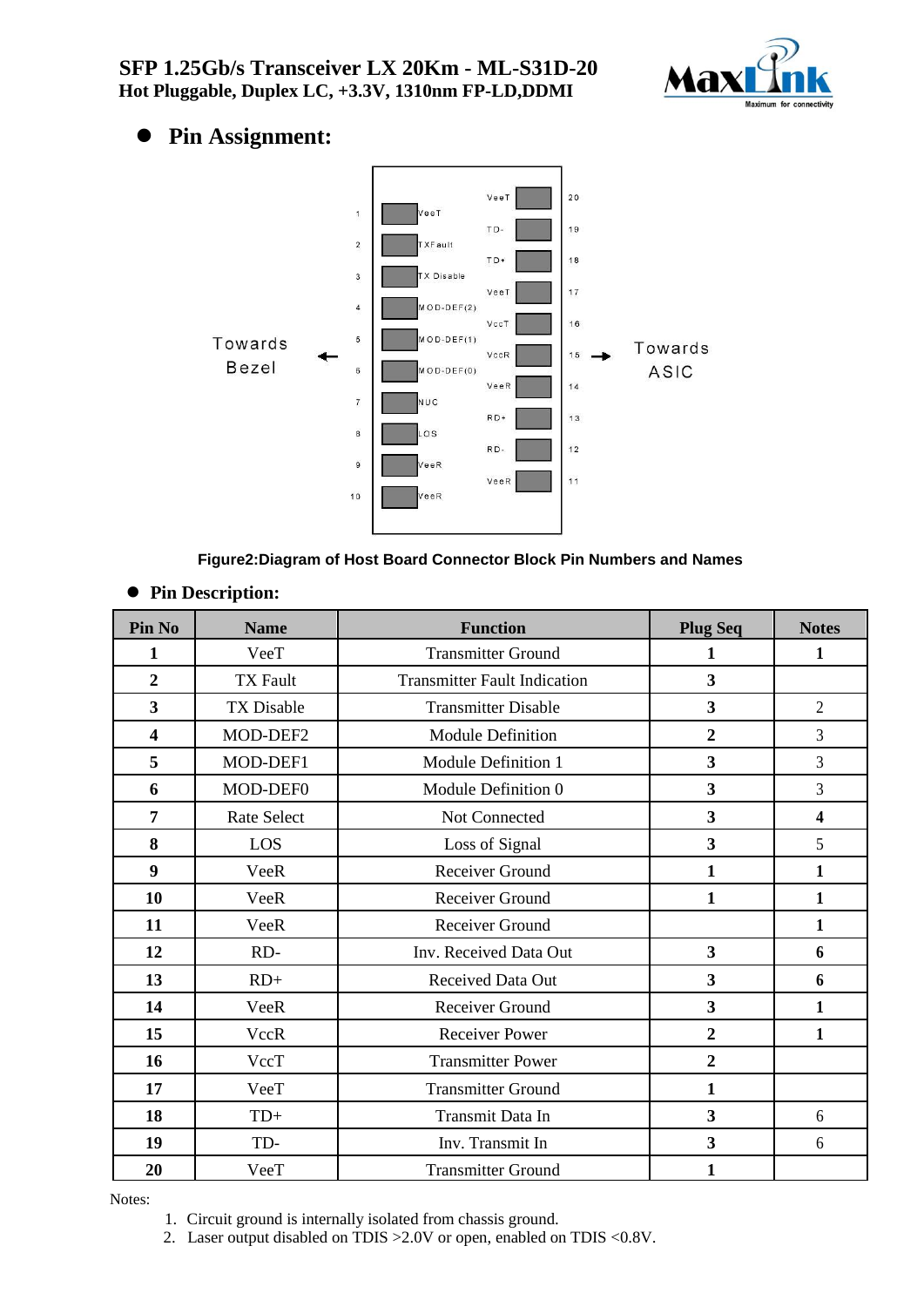# SFP 1.25Gb/s Transceiver LX 20Km - ML-S31D-20
**Hot Pluggable, Duplex LC, +3.3V, 1310nm FP-LD,DDMI**

## Pin Assignment:

Towards Bezel ←

| Pin | Name | | Name | Pin |
|---|---|---|---|---|
| 1 | VeeT | | VeeT | 20 |
| 2 | TXFault | | TD- | 19 |
| 3 | TX Disable | | TD+ | 18 |
| 4 | MOD-DEF(2) | | VeeT | 17 |
| 5 | MOD-DEF(1) | | VccT | 16 |
| 6 | MOD-DEF(0) | | VccR | 15 |
| 7 | NUC | | VeeR | 14 |
| 8 | LOS | | RD+ | 13 |
| 9 | VeeR | | RD- | 12 |
| 10 | VeeR | | VeeR | 11 |

→ Towards ASIC

**Figure2:Diagram of Host Board Connector Block Pin Numbers and Names**

## Pin Description:

| Pin No | Name | Function | Plug Seq | Notes |
|---|---|---|---|---|
| 1 | VeeT | Transmitter Ground | 1 | 1 |
| 2 | TX Fault | Transmitter Fault Indication | 3 | |
| 3 | TX Disable | Transmitter Disable | 3 | 2 |
| 4 | MOD-DEF2 | Module Definition | 2 | 3 |
| 5 | MOD-DEF1 | Module Definition 1 | 3 | 3 |
| 6 | MOD-DEF0 | Module Definition 0 | 3 | 3 |
| 7 | Rate Select | Not Connected | 3 | 4 |
| 8 | LOS | Loss of Signal | 3 | 5 |
| 9 | VeeR | Receiver Ground | 1 | 1 |
| 10 | VeeR | Receiver Ground | 1 | 1 |
| 11 | VeeR | Receiver Ground | | 1 |
| 12 | RD- | Inv. Received Data Out | 3 | 6 |
| 13 | RD+ | Received Data Out | 3 | 6 |
| 14 | VeeR | Receiver Ground | 3 | 1 |
| 15 | VccR | Receiver Power | 2 | 1 |
| 16 | VccT | Transmitter Power | 2 | |
| 17 | VeeT | Transmitter Ground | 1 | |
| 18 | TD+ | Transmit Data In | 3 | 6 |
| 19 | TD- | Inv. Transmit In | 3 | 6 |
| 20 | VeeT | Transmitter Ground | 1 | |

Notes:

1. Circuit ground is internally isolated from chassis ground.
2. Laser output disabled on TDIS >2.0V or open, enabled on TDIS <0.8V.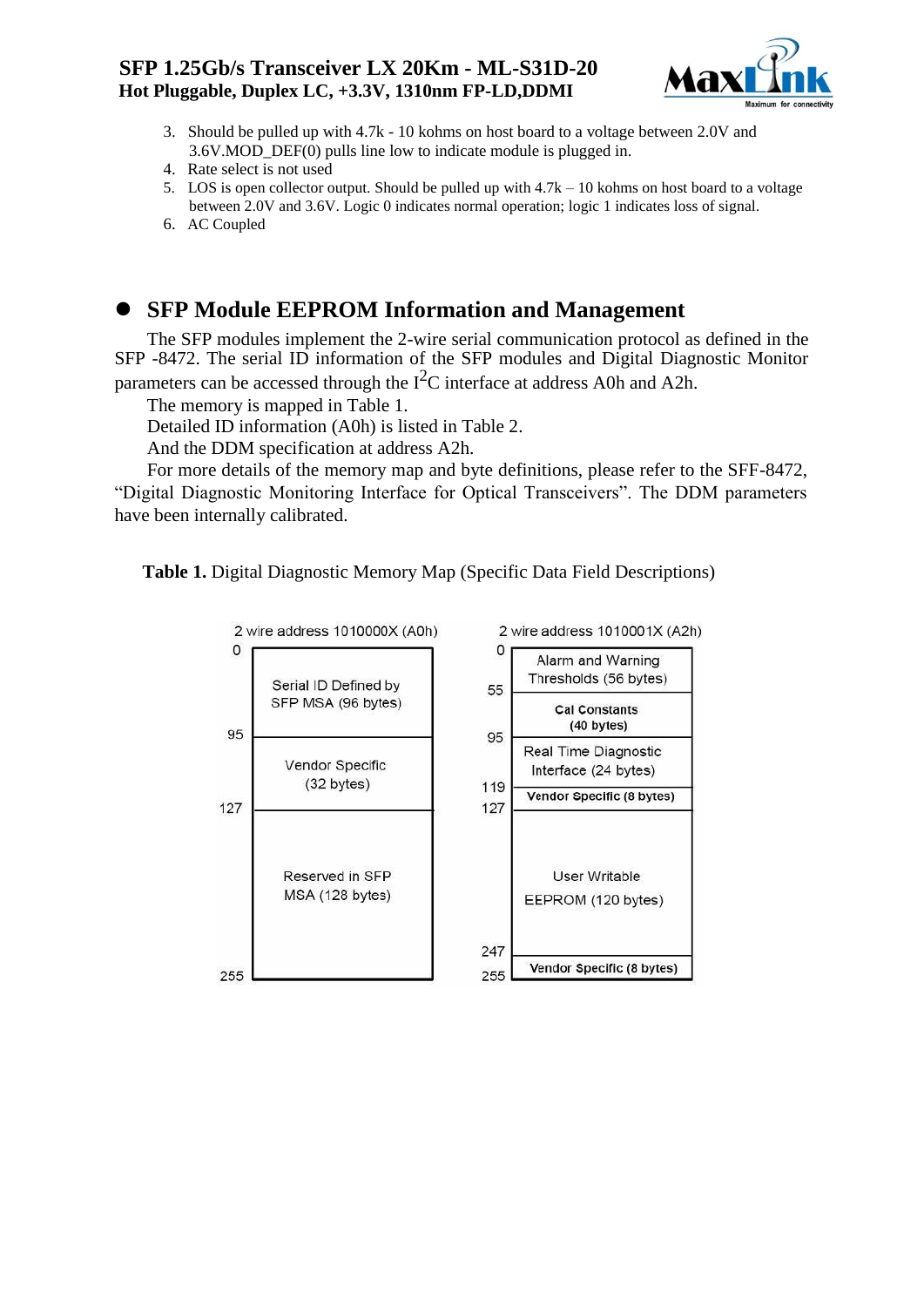3. Should be pulled up with 4.7k - 10 kohms on host board to a voltage between 2.0V and 3.6V.MOD_DEF(0) pulls line low to indicate module is plugged in.
4. Rate select is not used
5. LOS is open collector output. Should be pulled up with 4.7k – 10 kohms on host board to a voltage between 2.0V and 3.6V. Logic 0 indicates normal operation; logic 1 indicates loss of signal.
6. AC Coupled

## SFP Module EEPROM Information and Management

The SFP modules implement the 2-wire serial communication protocol as defined in the SFP -8472. The serial ID information of the SFP modules and Digital Diagnostic Monitor parameters can be accessed through the $I^2C$ interface at address A0h and A2h.

The memory is mapped in Table 1.

Detailed ID information (A0h) is listed in Table 2.

And the DDM specification at address A2h.

For more details of the memory map and byte definitions, please refer to the SFF-8472, "Digital Diagnostic Monitoring Interface for Optical Transceivers". The DDM parameters have been internally calibrated.

**Table 1.** Digital Diagnostic Memory Map (Specific Data Field Descriptions)

| 2 wire address 1010000X (A0h) | | 2 wire address 1010001X (A2h) | |
|---|---|---|---|
| 0 – 95 | Serial ID Defined by SFP MSA (96 bytes) | 0 – 55 | Alarm and Warning Thresholds (56 bytes) |
| | | 55 – 95 | Cal Constants (40 bytes) |
| 95 – 127 | Vendor Specific (32 bytes) | 95 – 119 | Real Time Diagnostic Interface (24 bytes) |
| | | 119 – 127 | Vendor Specific (8 bytes) |
| 127 – 255 | Reserved in SFP MSA (128 bytes) | 127 – 247 | User Writable EEPROM (120 bytes) |
| | | 247 – 255 | Vendor Specific (8 bytes) |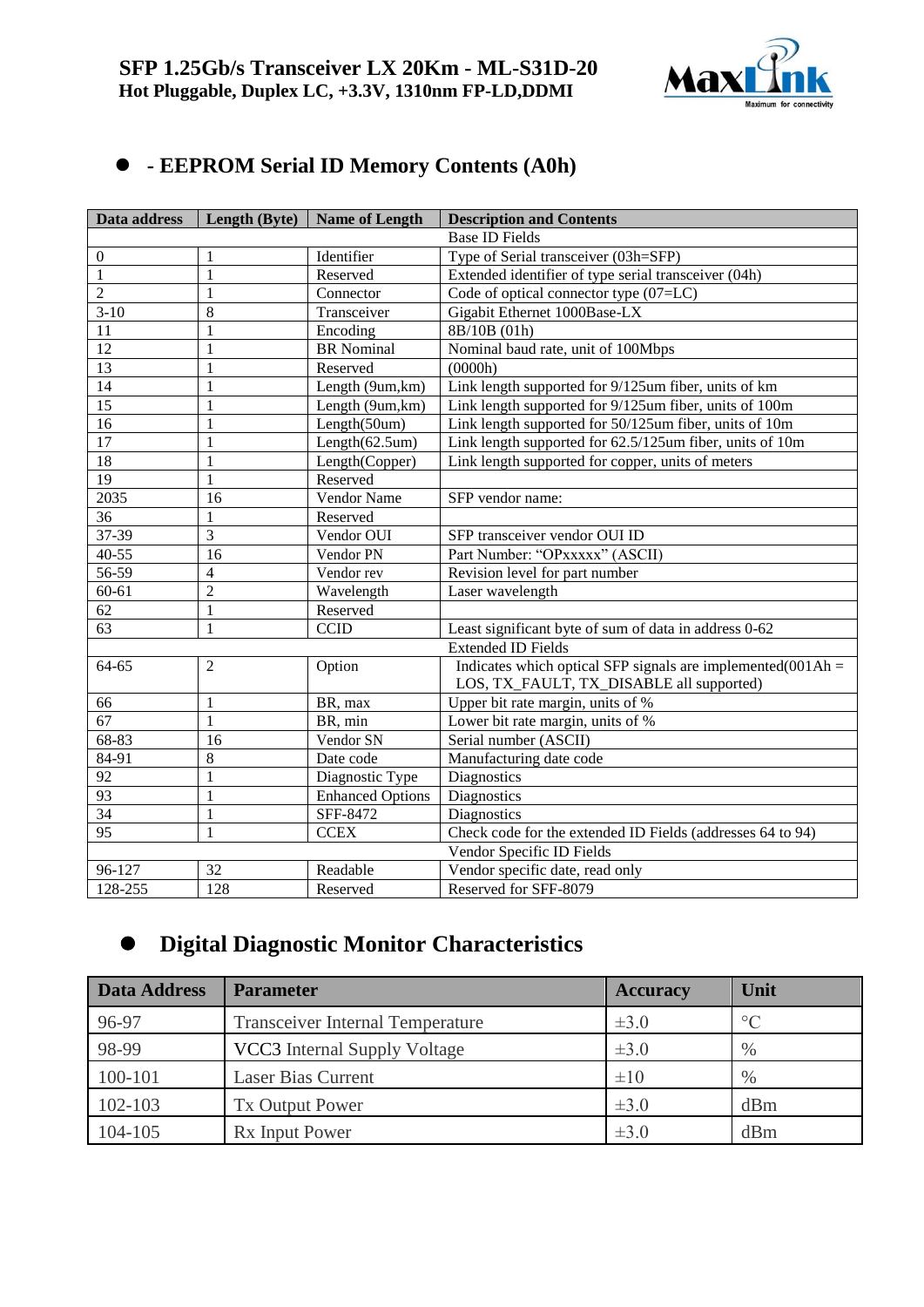## - EEPROM Serial ID Memory Contents (A0h)

| Data address | Length (Byte) | Name of Length | Description and Contents |
|---|---|---|---|
| | | | Base ID Fields |
| 0 | 1 | Identifier | Type of Serial transceiver (03h=SFP) |
| 1 | 1 | Reserved | Extended identifier of type serial transceiver (04h) |
| 2 | 1 | Connector | Code of optical connector type (07=LC) |
| 3-10 | 8 | Transceiver | Gigabit Ethernet 1000Base-LX |
| 11 | 1 | Encoding | 8B/10B (01h) |
| 12 | 1 | BR Nominal | Nominal baud rate, unit of 100Mbps |
| 13 | 1 | Reserved | (0000h) |
| 14 | 1 | Length (9um,km) | Link length supported for 9/125um fiber, units of km |
| 15 | 1 | Length (9um,km) | Link length supported for 9/125um fiber, units of 100m |
| 16 | 1 | Length(50um) | Link length supported for 50/125um fiber, units of 10m |
| 17 | 1 | Length(62.5um) | Link length supported for 62.5/125um fiber, units of 10m |
| 18 | 1 | Length(Copper) | Link length supported for copper, units of meters |
| 19 | 1 | Reserved | |
| 2035 | 16 | Vendor Name | SFP vendor name: |
| 36 | 1 | Reserved | |
| 37-39 | 3 | Vendor OUI | SFP transceiver vendor OUI ID |
| 40-55 | 16 | Vendor PN | Part Number: "OPxxxxx" (ASCII) |
| 56-59 | 4 | Vendor rev | Revision level for part number |
| 60-61 | 2 | Wavelength | Laser wavelength |
| 62 | 1 | Reserved | |
| 63 | 1 | CCID | Least significant byte of sum of data in address 0-62 |
| | | | Extended ID Fields |
| 64-65 | 2 | Option | Indicates which optical SFP signals are implemented(001Ah = LOS, TX_FAULT, TX_DISABLE all supported) |
| 66 | 1 | BR, max | Upper bit rate margin, units of % |
| 67 | 1 | BR, min | Lower bit rate margin, units of % |
| 68-83 | 16 | Vendor SN | Serial number (ASCII) |
| 84-91 | 8 | Date code | Manufacturing date code |
| 92 | 1 | Diagnostic Type | Diagnostics |
| 93 | 1 | Enhanced Options | Diagnostics |
| 34 | 1 | SFF-8472 | Diagnostics |
| 95 | 1 | CCEX | Check code for the extended ID Fields (addresses 64 to 94) |
| | | | Vendor Specific ID Fields |
| 96-127 | 32 | Readable | Vendor specific date, read only |
| 128-255 | 128 | Reserved | Reserved for SFF-8079 |

## Digital Diagnostic Monitor Characteristics

| Data Address | Parameter | Accuracy | Unit |
|---|---|---|---|
| 96-97 | Transceiver Internal Temperature | ±3.0 | °C |
| 98-99 | VCC3 Internal Supply Voltage | ±3.0 | % |
| 100-101 | Laser Bias Current | ±10 | % |
| 102-103 | Tx Output Power | ±3.0 | dBm |
| 104-105 | Rx Input Power | ±3.0 | dBm |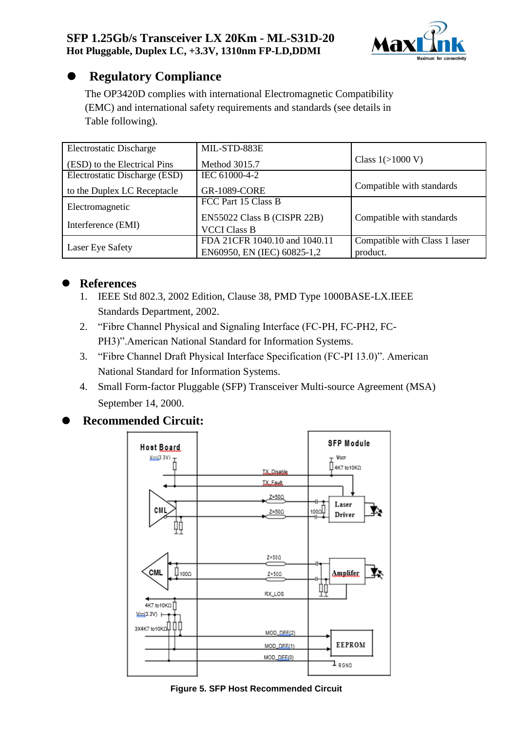## Regulatory Compliance

The OP3420D complies with international Electromagnetic Compatibility (EMC) and international safety requirements and standards (see details in Table following).

| | | |
|---|---|---|
| Electrostatic Discharge (ESD) to the Electrical Pins | MIL-STD-883E Method 3015.7 | Class 1(>1000 V) |
| Electrostatic Discharge (ESD) to the Duplex LC Receptacle | IEC 61000-4-2 GR-1089-CORE | Compatible with standards |
| Electromagnetic Interference (EMI) | FCC Part 15 Class B EN55022 Class B (CISPR 22B) VCCI Class B | Compatible with standards |
| Laser Eye Safety | FDA 21CFR 1040.10 and 1040.11 EN60950, EN (IEC) 60825-1,2 | Compatible with Class 1 laser product. |

## References

1. IEEE Std 802.3, 2002 Edition, Clause 38, PMD Type 1000BASE-LX.IEEE Standards Department, 2002.
2. "Fibre Channel Physical and Signaling Interface (FC-PH, FC-PH2, FC-PH3)".American National Standard for Information Systems.
3. "Fibre Channel Draft Physical Interface Specification (FC-PI 13.0)". American National Standard for Information Systems.
4. Small Form-factor Pluggable (SFP) Transceiver Multi-source Agreement (MSA) September 14, 2000.

## Recommended Circuit:

**Figure 5. SFP Host Recommended Circuit**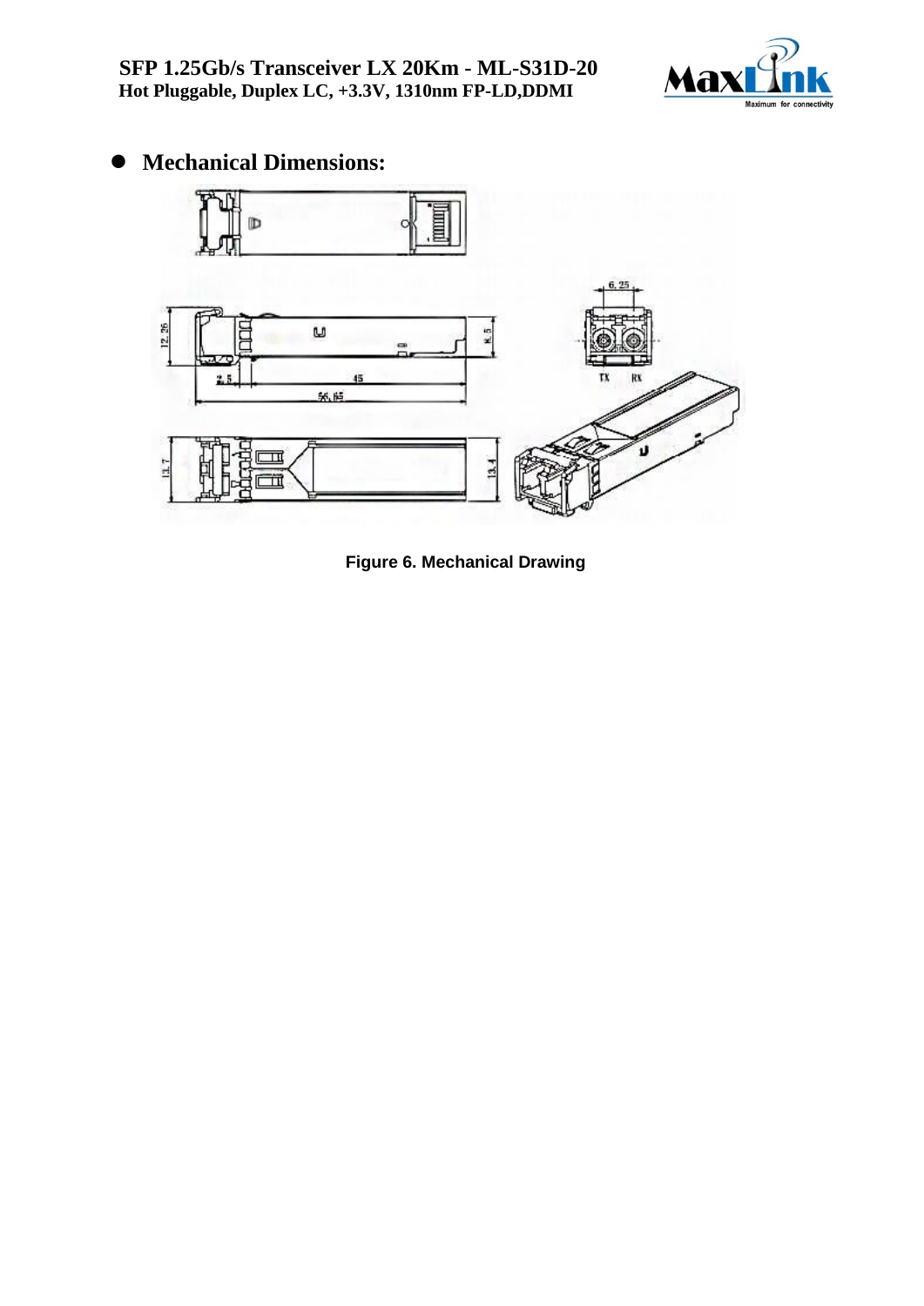## Mechanical Dimensions:

6.25

12.26

8.5

2.5

45

56.65

TX RX

13.7

13.4

**Figure 6. Mechanical Drawing**